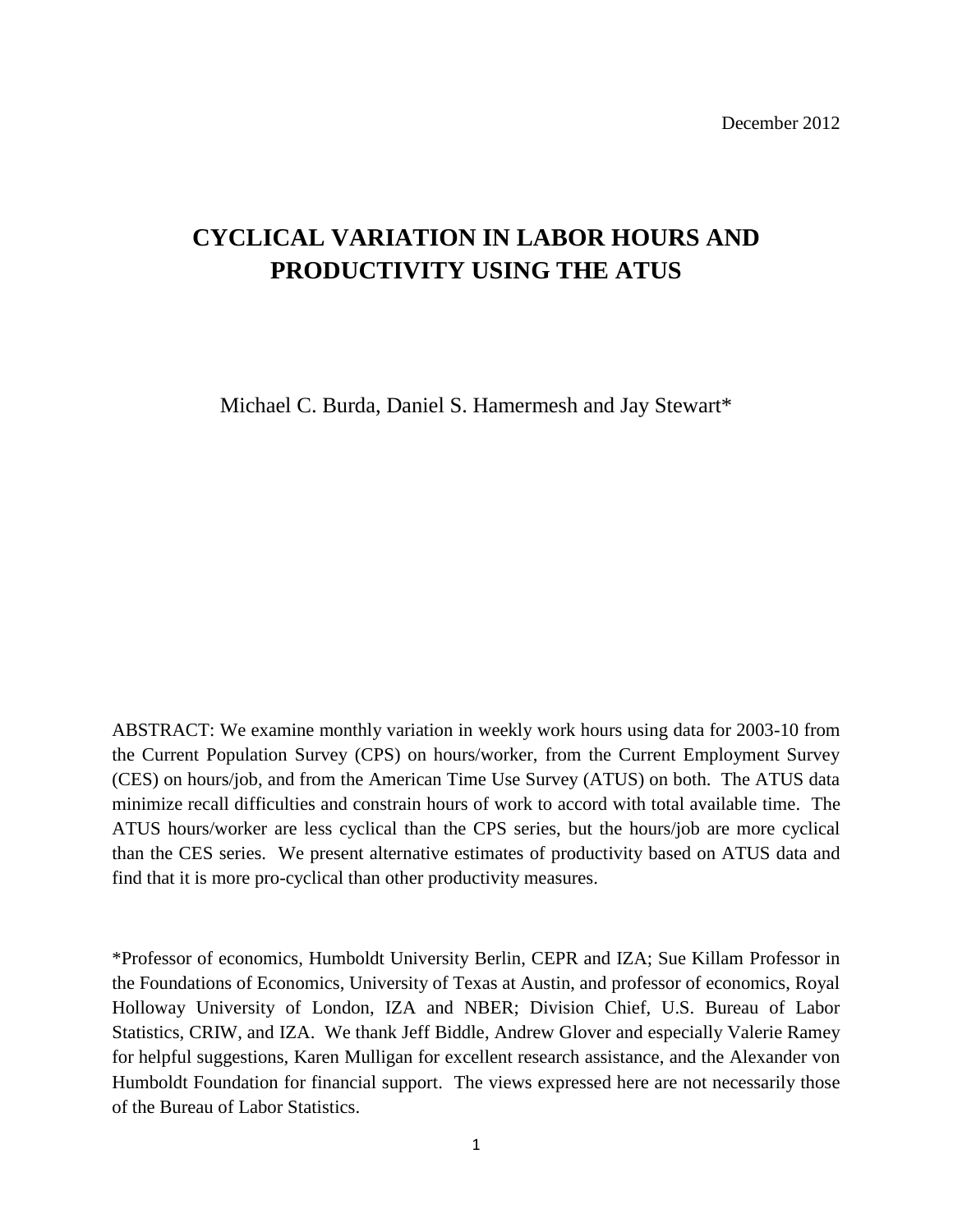December 2012

# CYCLICAL VARIATION IN LABOR HOURS AND PRODUCTIVITY USING THE ATUS

Michael C. Burda, Daniel S. Hamermesh and Jay Stewart*

ABSTRACT: We examine monthly variation in weekly work hours using data for 2003-10 from the Current Population Survey (CPS) on hours/worker, from the Current Employment Survey (CES) on hours/job, and from the American Time Use Survey (ATUS) on both. The ATUS data minimize recall difficulties and constrain hours of work to accord with total available time. The ATUS hours/worker are less cyclical than the CPS series, but the hours/job are more cyclical than the CES series. We present alternative estimates of productivity based on ATUS data and find that it is more pro-cyclical than other productivity measures.

*Professor of economics, Humboldt University Berlin, CEPR and IZA; Sue Killam Professor in the Foundations of Economics, University of Texas at Austin, and professor of economics, Royal Holloway University of London, IZA and NBER; Division Chief, U.S. Bureau of Labor Statistics, CRIW, and IZA. We thank Jeff Biddle, Andrew Glover and especially Valerie Ramey for helpful suggestions, Karen Mulligan for excellent research assistance, and the Alexander von Humboldt Foundation for financial support. The views expressed here are not necessarily those of the Bureau of Labor Statistics.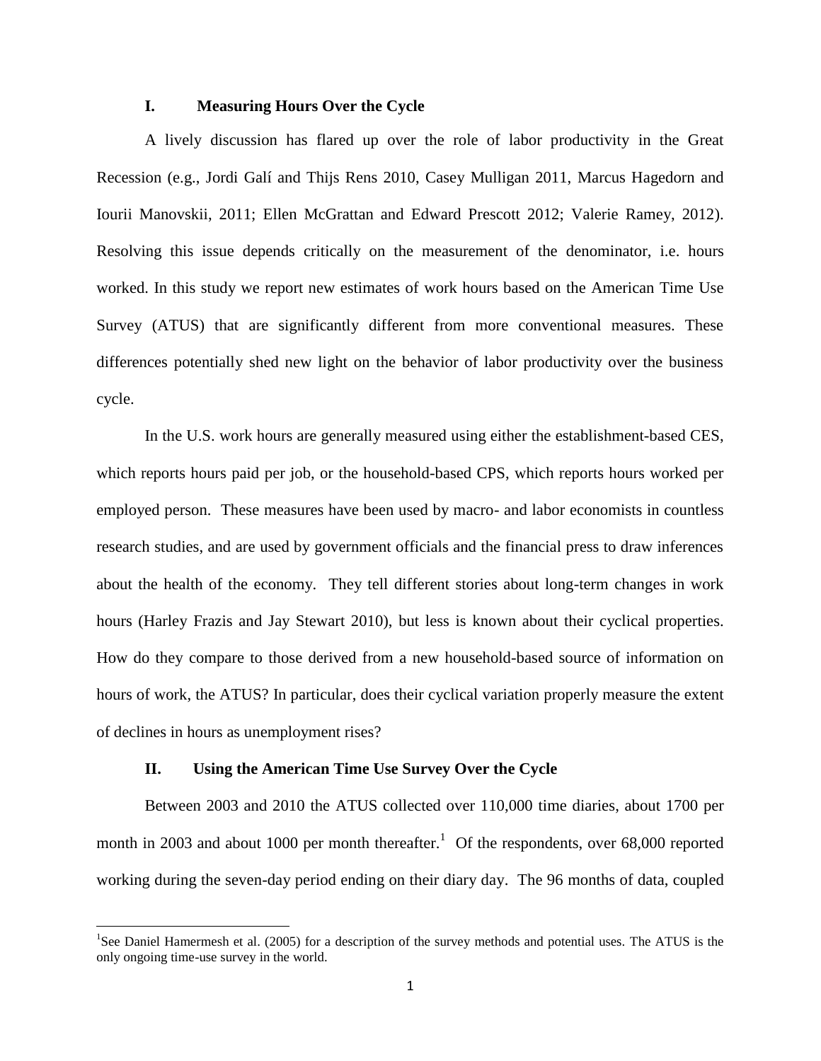## I. Measuring Hours Over the Cycle

A lively discussion has flared up over the role of labor productivity in the Great Recession (e.g., Jordi Galí and Thijs Rens 2010, Casey Mulligan 2011, Marcus Hagedorn and Iourii Manovskii, 2011; Ellen McGrattan and Edward Prescott 2012; Valerie Ramey, 2012). Resolving this issue depends critically on the measurement of the denominator, i.e. hours worked. In this study we report new estimates of work hours based on the American Time Use Survey (ATUS) that are significantly different from more conventional measures. These differences potentially shed new light on the behavior of labor productivity over the business cycle.

In the U.S. work hours are generally measured using either the establishment-based CES, which reports hours paid per job, or the household-based CPS, which reports hours worked per employed person. These measures have been used by macro- and labor economists in countless research studies, and are used by government officials and the financial press to draw inferences about the health of the economy. They tell different stories about long-term changes in work hours (Harley Frazis and Jay Stewart 2010), but less is known about their cyclical properties. How do they compare to those derived from a new household-based source of information on hours of work, the ATUS? In particular, does their cyclical variation properly measure the extent of declines in hours as unemployment rises?

## II. Using the American Time Use Survey Over the Cycle

Between 2003 and 2010 the ATUS collected over 110,000 time diaries, about 1700 per month in 2003 and about 1000 per month thereafter.[1] Of the respondents, over 68,000 reported working during the seven-day period ending on their diary day. The 96 months of data, coupled

[1] See Daniel Hamermesh et al. (2005) for a description of the survey methods and potential uses. The ATUS is the only ongoing time-use survey in the world.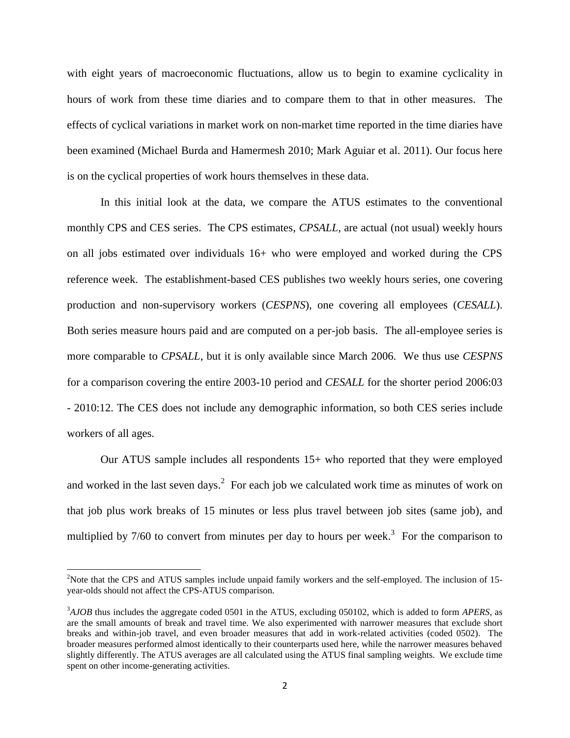with eight years of macroeconomic fluctuations, allow us to begin to examine cyclicality in hours of work from these time diaries and to compare them to that in other measures. The effects of cyclical variations in market work on non-market time reported in the time diaries have been examined (Michael Burda and Hamermesh 2010; Mark Aguiar et al. 2011). Our focus here is on the cyclical properties of work hours themselves in these data.

In this initial look at the data, we compare the ATUS estimates to the conventional monthly CPS and CES series. The CPS estimates, *CPSALL*, are actual (not usual) weekly hours on all jobs estimated over individuals 16+ who were employed and worked during the CPS reference week. The establishment-based CES publishes two weekly hours series, one covering production and non-supervisory workers (*CESPNS*), one covering all employees (*CESALL*). Both series measure hours paid and are computed on a per-job basis. The all-employee series is more comparable to *CPSALL*, but it is only available since March 2006. We thus use *CESPNS* for a comparison covering the entire 2003-10 period and *CESALL* for the shorter period 2006:03 - 2010:12. The CES does not include any demographic information, so both CES series include workers of all ages.

Our ATUS sample includes all respondents 15+ who reported that they were employed and worked in the last seven days.[2] For each job we calculated work time as minutes of work on that job plus work breaks of 15 minutes or less plus travel between job sites (same job), and multiplied by 7/60 to convert from minutes per day to hours per week.[3] For the comparison to

[2]Note that the CPS and ATUS samples include unpaid family workers and the self-employed. The inclusion of 15-year-olds should not affect the CPS-ATUS comparison.

[3]*AJOB* thus includes the aggregate coded 0501 in the ATUS, excluding 050102, which is added to form *APERS*, as are the small amounts of break and travel time. We also experimented with narrower measures that exclude short breaks and within-job travel, and even broader measures that add in work-related activities (coded 0502). The broader measures performed almost identically to their counterparts used here, while the narrower measures behaved slightly differently. The ATUS averages are all calculated using the ATUS final sampling weights. We exclude time spent on other income-generating activities.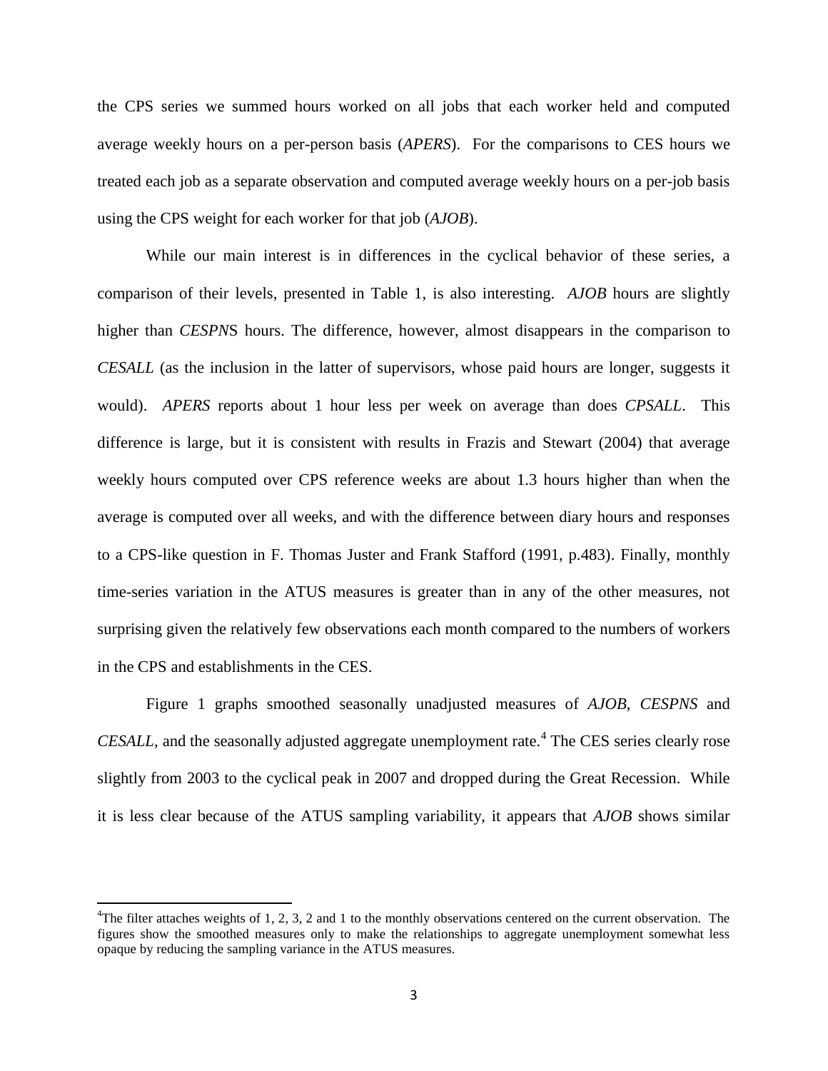the CPS series we summed hours worked on all jobs that each worker held and computed average weekly hours on a per-person basis (*APERS*). For the comparisons to CES hours we treated each job as a separate observation and computed average weekly hours on a per-job basis using the CPS weight for each worker for that job (*AJOB*).

While our main interest is in differences in the cyclical behavior of these series, a comparison of their levels, presented in Table 1, is also interesting. *AJOB* hours are slightly higher than *CESPN*S hours. The difference, however, almost disappears in the comparison to *CESALL* (as the inclusion in the latter of supervisors, whose paid hours are longer, suggests it would). *APERS* reports about 1 hour less per week on average than does *CPSALL*. This difference is large, but it is consistent with results in Frazis and Stewart (2004) that average weekly hours computed over CPS reference weeks are about 1.3 hours higher than when the average is computed over all weeks, and with the difference between diary hours and responses to a CPS-like question in F. Thomas Juster and Frank Stafford (1991, p.483). Finally, monthly time-series variation in the ATUS measures is greater than in any of the other measures, not surprising given the relatively few observations each month compared to the numbers of workers in the CPS and establishments in the CES.

Figure 1 graphs smoothed seasonally unadjusted measures of *AJOB*, *CESPNS* and *CESALL*, and the seasonally adjusted aggregate unemployment rate.[4] The CES series clearly rose slightly from 2003 to the cyclical peak in 2007 and dropped during the Great Recession. While it is less clear because of the ATUS sampling variability, it appears that *AJOB* shows similar

[4]The filter attaches weights of 1, 2, 3, 2 and 1 to the monthly observations centered on the current observation. The figures show the smoothed measures only to make the relationships to aggregate unemployment somewhat less opaque by reducing the sampling variance in the ATUS measures.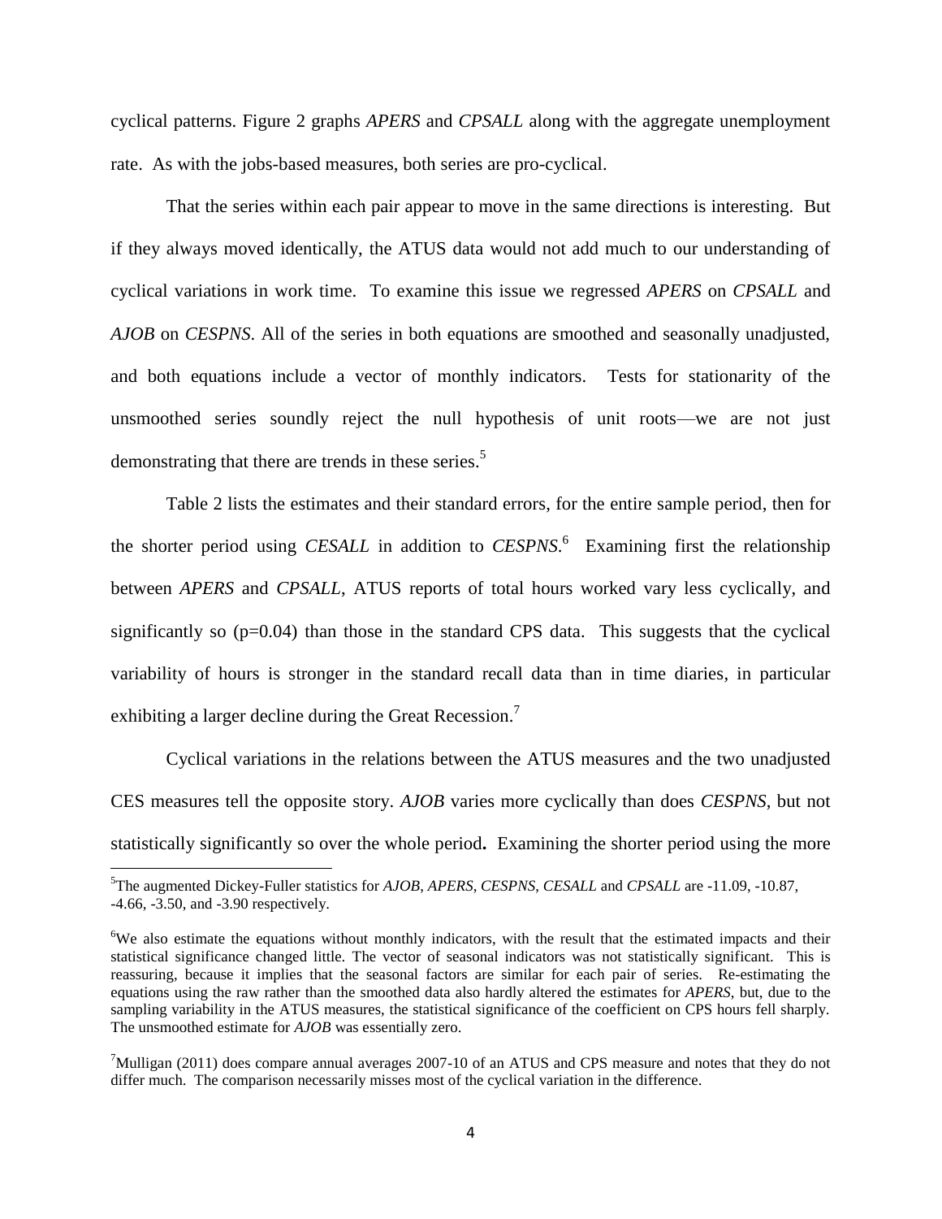cyclical patterns. Figure 2 graphs *APERS* and *CPSALL* along with the aggregate unemployment rate. As with the jobs-based measures, both series are pro-cyclical.

That the series within each pair appear to move in the same directions is interesting. But if they always moved identically, the ATUS data would not add much to our understanding of cyclical variations in work time. To examine this issue we regressed *APERS* on *CPSALL* and *AJOB* on *CESPNS*. All of the series in both equations are smoothed and seasonally unadjusted, and both equations include a vector of monthly indicators. Tests for stationarity of the unsmoothed series soundly reject the null hypothesis of unit roots—we are not just demonstrating that there are trends in these series.[5]

Table 2 lists the estimates and their standard errors, for the entire sample period, then for the shorter period using *CESALL* in addition to *CESPNS*.[6] Examining first the relationship between *APERS* and *CPSALL*, ATUS reports of total hours worked vary less cyclically, and significantly so ($p=0.04$) than those in the standard CPS data. This suggests that the cyclical variability of hours is stronger in the standard recall data than in time diaries, in particular exhibiting a larger decline during the Great Recession.[7]

Cyclical variations in the relations between the ATUS measures and the two unadjusted CES measures tell the opposite story. *AJOB* varies more cyclically than does *CESPNS*, but not statistically significantly so over the whole period**.** Examining the shorter period using the more

---

[5]The augmented Dickey-Fuller statistics for *AJOB*, *APERS*, *CESPNS*, *CESALL* and *CPSALL* are -11.09, -10.87, -4.66, -3.50, and -3.90 respectively.

[6]We also estimate the equations without monthly indicators, with the result that the estimated impacts and their statistical significance changed little. The vector of seasonal indicators was not statistically significant. This is reassuring, because it implies that the seasonal factors are similar for each pair of series. Re-estimating the equations using the raw rather than the smoothed data also hardly altered the estimates for *APERS*, but, due to the sampling variability in the ATUS measures, the statistical significance of the coefficient on CPS hours fell sharply. The unsmoothed estimate for *AJOB* was essentially zero.

[7]Mulligan (2011) does compare annual averages 2007-10 of an ATUS and CPS measure and notes that they do not differ much. The comparison necessarily misses most of the cyclical variation in the difference.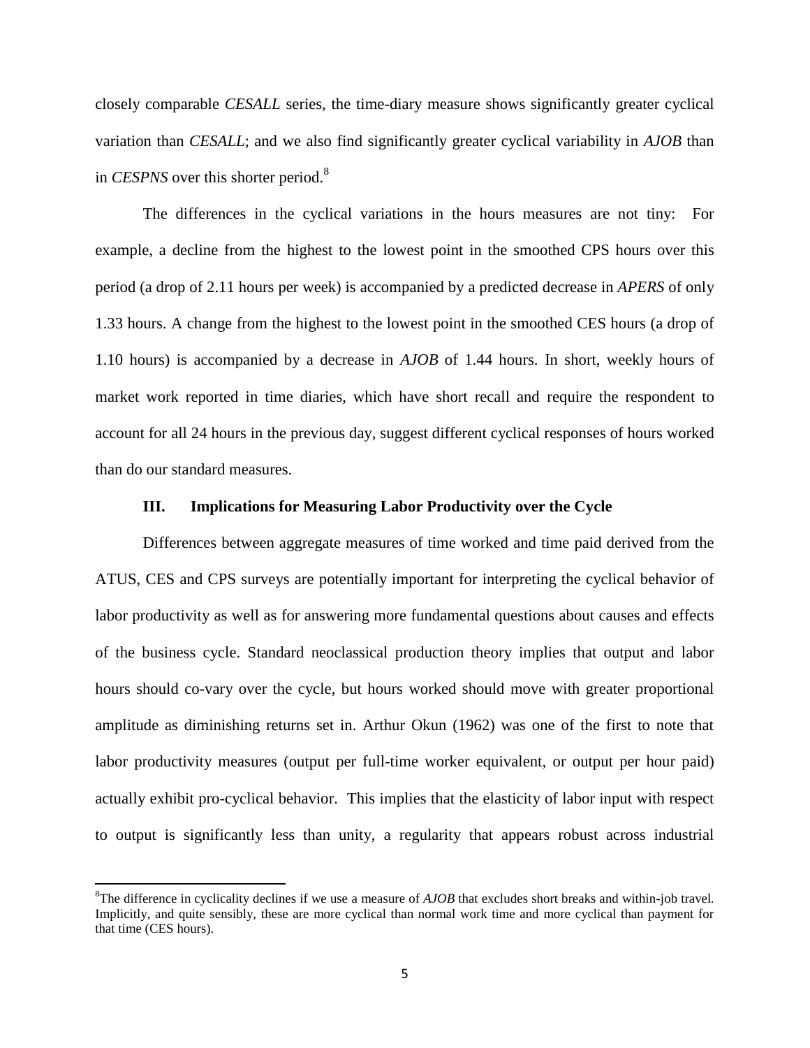closely comparable *CESALL* series, the time-diary measure shows significantly greater cyclical variation than *CESALL*; and we also find significantly greater cyclical variability in *AJOB* than in *CESPNS* over this shorter period.[8]

The differences in the cyclical variations in the hours measures are not tiny: For example, a decline from the highest to the lowest point in the smoothed CPS hours over this period (a drop of 2.11 hours per week) is accompanied by a predicted decrease in *APERS* of only 1.33 hours. A change from the highest to the lowest point in the smoothed CES hours (a drop of 1.10 hours) is accompanied by a decrease in *AJOB* of 1.44 hours. In short, weekly hours of market work reported in time diaries, which have short recall and require the respondent to account for all 24 hours in the previous day, suggest different cyclical responses of hours worked than do our standard measures.

## III. Implications for Measuring Labor Productivity over the Cycle

Differences between aggregate measures of time worked and time paid derived from the ATUS, CES and CPS surveys are potentially important for interpreting the cyclical behavior of labor productivity as well as for answering more fundamental questions about causes and effects of the business cycle. Standard neoclassical production theory implies that output and labor hours should co-vary over the cycle, but hours worked should move with greater proportional amplitude as diminishing returns set in. Arthur Okun (1962) was one of the first to note that labor productivity measures (output per full-time worker equivalent, or output per hour paid) actually exhibit pro-cyclical behavior. This implies that the elasticity of labor input with respect to output is significantly less than unity, a regularity that appears robust across industrial

---

[8]The difference in cyclicality declines if we use a measure of *AJOB* that excludes short breaks and within-job travel. Implicitly, and quite sensibly, these are more cyclical than normal work time and more cyclical than payment for that time (CES hours).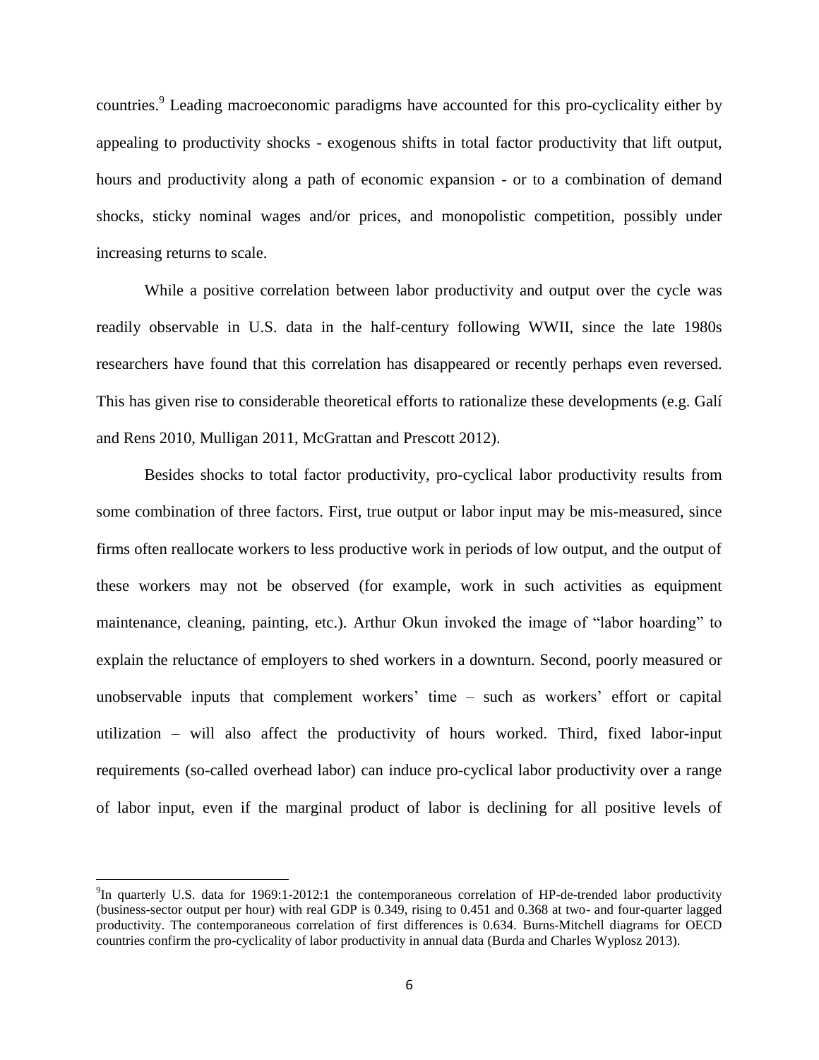countries.[9] Leading macroeconomic paradigms have accounted for this pro-cyclicality either by appealing to productivity shocks - exogenous shifts in total factor productivity that lift output, hours and productivity along a path of economic expansion - or to a combination of demand shocks, sticky nominal wages and/or prices, and monopolistic competition, possibly under increasing returns to scale.

While a positive correlation between labor productivity and output over the cycle was readily observable in U.S. data in the half-century following WWII, since the late 1980s researchers have found that this correlation has disappeared or recently perhaps even reversed. This has given rise to considerable theoretical efforts to rationalize these developments (e.g. Galí and Rens 2010, Mulligan 2011, McGrattan and Prescott 2012).

Besides shocks to total factor productivity, pro-cyclical labor productivity results from some combination of three factors. First, true output or labor input may be mis-measured, since firms often reallocate workers to less productive work in periods of low output, and the output of these workers may not be observed (for example, work in such activities as equipment maintenance, cleaning, painting, etc.). Arthur Okun invoked the image of "labor hoarding" to explain the reluctance of employers to shed workers in a downturn. Second, poorly measured or unobservable inputs that complement workers' time – such as workers' effort or capital utilization – will also affect the productivity of hours worked. Third, fixed labor-input requirements (so-called overhead labor) can induce pro-cyclical labor productivity over a range of labor input, even if the marginal product of labor is declining for all positive levels of

[9] In quarterly U.S. data for 1969:1-2012:1 the contemporaneous correlation of HP-de-trended labor productivity (business-sector output per hour) with real GDP is 0.349, rising to 0.451 and 0.368 at two- and four-quarter lagged productivity. The contemporaneous correlation of first differences is 0.634. Burns-Mitchell diagrams for OECD countries confirm the pro-cyclicality of labor productivity in annual data (Burda and Charles Wyplosz 2013).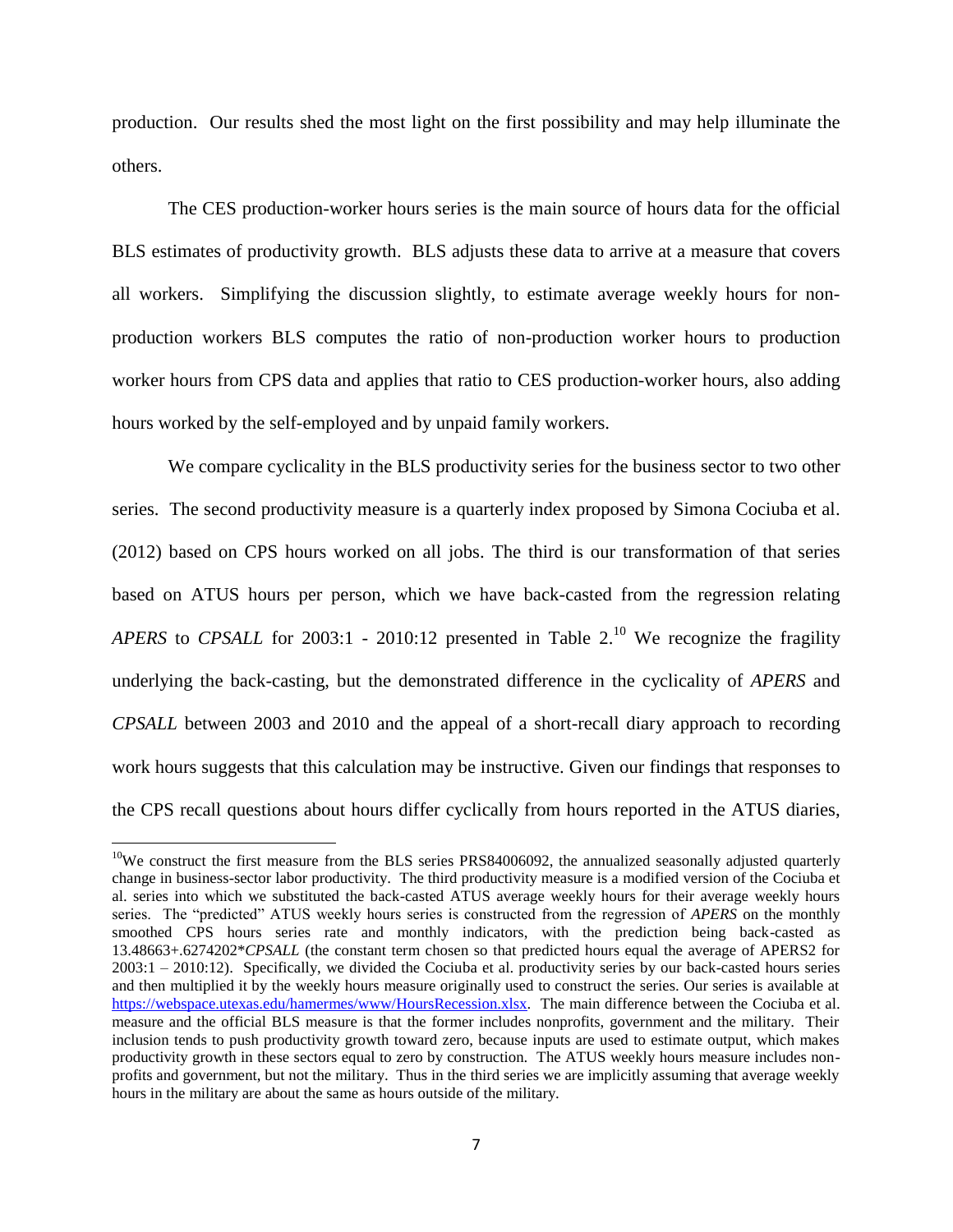production. Our results shed the most light on the first possibility and may help illuminate the others.

The CES production-worker hours series is the main source of hours data for the official BLS estimates of productivity growth. BLS adjusts these data to arrive at a measure that covers all workers. Simplifying the discussion slightly, to estimate average weekly hours for non-production workers BLS computes the ratio of non-production worker hours to production worker hours from CPS data and applies that ratio to CES production-worker hours, also adding hours worked by the self-employed and by unpaid family workers.

We compare cyclicality in the BLS productivity series for the business sector to two other series. The second productivity measure is a quarterly index proposed by Simona Cociuba et al. (2012) based on CPS hours worked on all jobs. The third is our transformation of that series based on ATUS hours per person, which we have back-casted from the regression relating *APERS* to *CPSALL* for 2003:1 - 2010:12 presented in Table 2.[10] We recognize the fragility underlying the back-casting, but the demonstrated difference in the cyclicality of *APERS* and *CPSALL* between 2003 and 2010 and the appeal of a short-recall diary approach to recording work hours suggests that this calculation may be instructive. Given our findings that responses to the CPS recall questions about hours differ cyclically from hours reported in the ATUS diaries,

---

[10]We construct the first measure from the BLS series PRS84006092, the annualized seasonally adjusted quarterly change in business-sector labor productivity. The third productivity measure is a modified version of the Cociuba et al. series into which we substituted the back-casted ATUS average weekly hours for their average weekly hours series. The "predicted" ATUS weekly hours series is constructed from the regression of *APERS* on the monthly smoothed CPS hours series rate and monthly indicators, with the prediction being back-casted as 13.48663+.6274202\**CPSALL* (the constant term chosen so that predicted hours equal the average of APERS2 for 2003:1 – 2010:12). Specifically, we divided the Cociuba et al. productivity series by our back-casted hours series and then multiplied it by the weekly hours measure originally used to construct the series. Our series is available at https://webspace.utexas.edu/hamermes/www/HoursRecession.xlsx. The main difference between the Cociuba et al. measure and the official BLS measure is that the former includes nonprofits, government and the military. Their inclusion tends to push productivity growth toward zero, because inputs are used to estimate output, which makes productivity growth in these sectors equal to zero by construction. The ATUS weekly hours measure includes non-profits and government, but not the military. Thus in the third series we are implicitly assuming that average weekly hours in the military are about the same as hours outside of the military.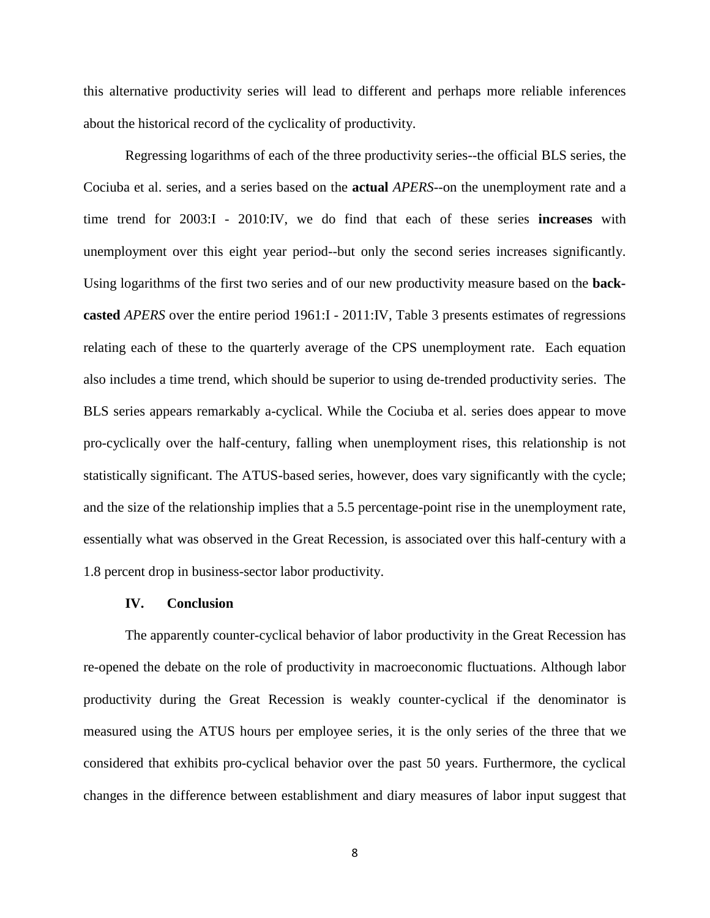this alternative productivity series will lead to different and perhaps more reliable inferences about the historical record of the cyclicality of productivity.

Regressing logarithms of each of the three productivity series--the official BLS series, the Cociuba et al. series, and a series based on the **actual** *APERS*--on the unemployment rate and a time trend for 2003:I - 2010:IV, we do find that each of these series **increases** with unemployment over this eight year period--but only the second series increases significantly. Using logarithms of the first two series and of our new productivity measure based on the **back-casted** *APERS* over the entire period 1961:I - 2011:IV, Table 3 presents estimates of regressions relating each of these to the quarterly average of the CPS unemployment rate. Each equation also includes a time trend, which should be superior to using de-trended productivity series. The BLS series appears remarkably a-cyclical. While the Cociuba et al. series does appear to move pro-cyclically over the half-century, falling when unemployment rises, this relationship is not statistically significant. The ATUS-based series, however, does vary significantly with the cycle; and the size of the relationship implies that a 5.5 percentage-point rise in the unemployment rate, essentially what was observed in the Great Recession, is associated over this half-century with a 1.8 percent drop in business-sector labor productivity.

## IV. Conclusion

The apparently counter-cyclical behavior of labor productivity in the Great Recession has re-opened the debate on the role of productivity in macroeconomic fluctuations. Although labor productivity during the Great Recession is weakly counter-cyclical if the denominator is measured using the ATUS hours per employee series, it is the only series of the three that we considered that exhibits pro-cyclical behavior over the past 50 years. Furthermore, the cyclical changes in the difference between establishment and diary measures of labor input suggest that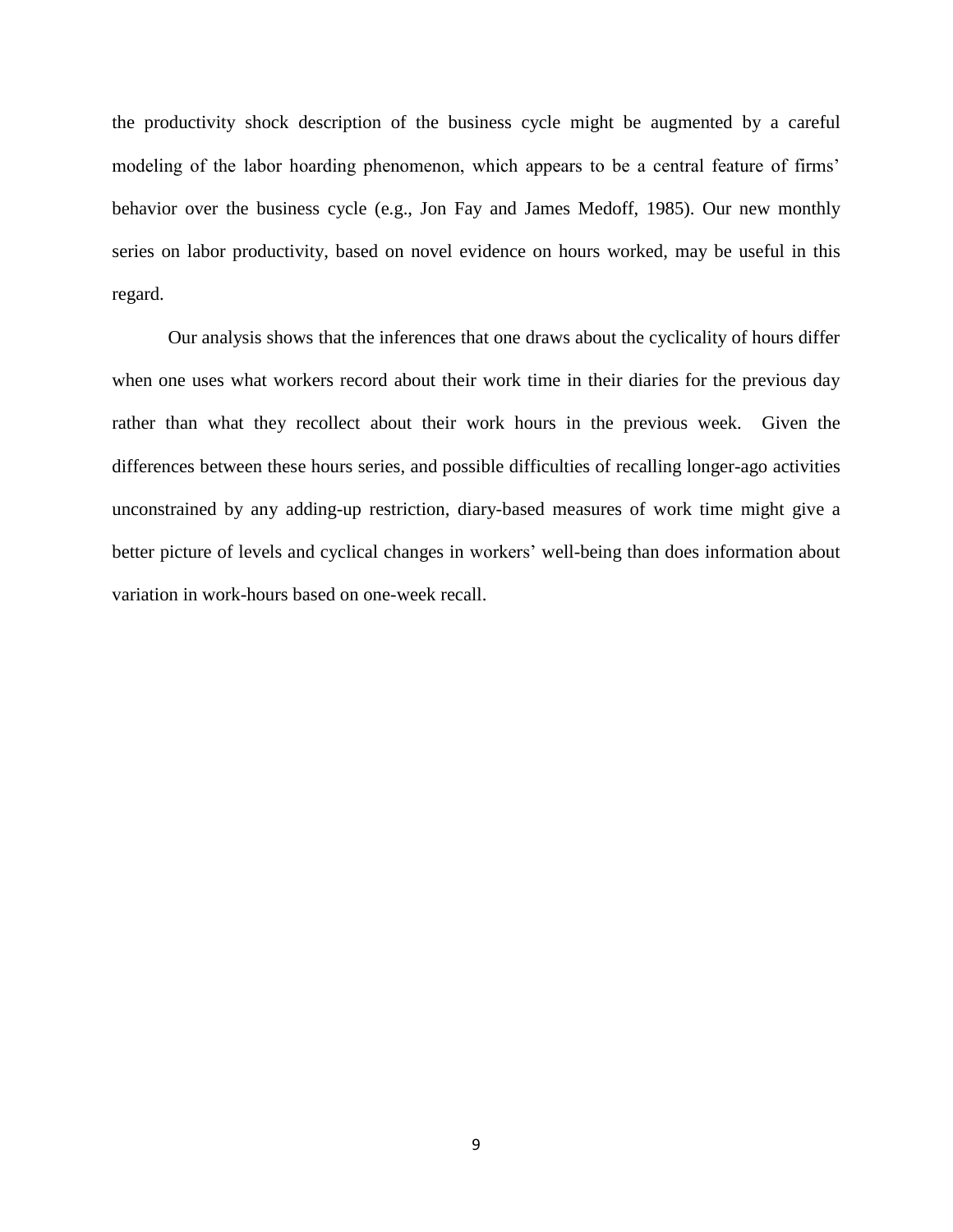the productivity shock description of the business cycle might be augmented by a careful modeling of the labor hoarding phenomenon, which appears to be a central feature of firms' behavior over the business cycle (e.g., Jon Fay and James Medoff, 1985). Our new monthly series on labor productivity, based on novel evidence on hours worked, may be useful in this regard.

Our analysis shows that the inferences that one draws about the cyclicality of hours differ when one uses what workers record about their work time in their diaries for the previous day rather than what they recollect about their work hours in the previous week. Given the differences between these hours series, and possible difficulties of recalling longer-ago activities unconstrained by any adding-up restriction, diary-based measures of work time might give a better picture of levels and cyclical changes in workers' well-being than does information about variation in work-hours based on one-week recall.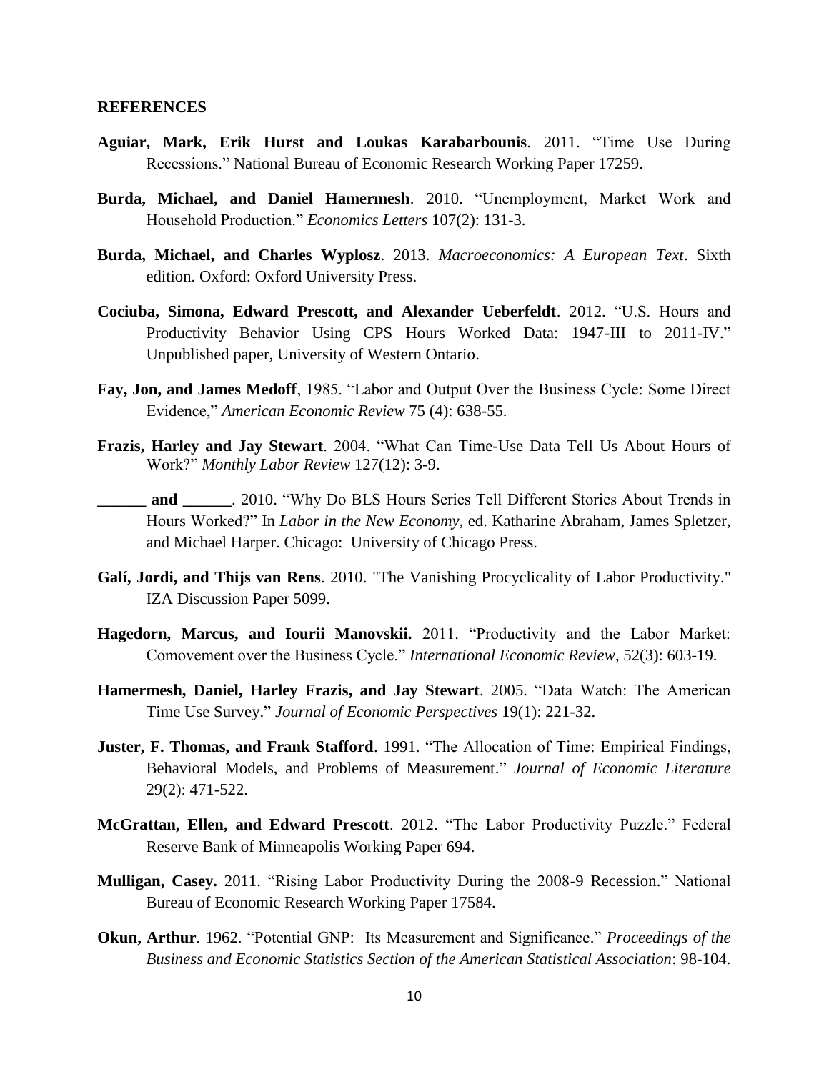**REFERENCES**

**Aguiar, Mark, Erik Hurst and Loukas Karabarbounis**. 2011. "Time Use During Recessions." National Bureau of Economic Research Working Paper 17259.

**Burda, Michael, and Daniel Hamermesh**. 2010. "Unemployment, Market Work and Household Production." *Economics Letters* 107(2): 131-3.

**Burda, Michael, and Charles Wyplosz**. 2013. *Macroeconomics: A European Text*. Sixth edition. Oxford: Oxford University Press.

**Cociuba, Simona, Edward Prescott, and Alexander Ueberfeldt**. 2012. "U.S. Hours and Productivity Behavior Using CPS Hours Worked Data: 1947-III to 2011-IV." Unpublished paper, University of Western Ontario.

**Fay, Jon, and James Medoff**, 1985. "Labor and Output Over the Business Cycle: Some Direct Evidence," *American Economic Review* 75 (4): 638-55.

**Frazis, Harley and Jay Stewart**. 2004. "What Can Time-Use Data Tell Us About Hours of Work?" *Monthly Labor Review* 127(12): 3-9.

**______ and ______**. 2010. "Why Do BLS Hours Series Tell Different Stories About Trends in Hours Worked?" In *Labor in the New Economy*, ed. Katharine Abraham, James Spletzer, and Michael Harper. Chicago: University of Chicago Press.

**Galí, Jordi, and Thijs van Rens**. 2010. "The Vanishing Procyclicality of Labor Productivity." IZA Discussion Paper 5099.

**Hagedorn, Marcus, and Iourii Manovskii.** 2011. "Productivity and the Labor Market: Comovement over the Business Cycle." *International Economic Review*, 52(3): 603-19.

**Hamermesh, Daniel, Harley Frazis, and Jay Stewart**. 2005. "Data Watch: The American Time Use Survey." *Journal of Economic Perspectives* 19(1): 221-32.

**Juster, F. Thomas, and Frank Stafford**. 1991. "The Allocation of Time: Empirical Findings, Behavioral Models, and Problems of Measurement." *Journal of Economic Literature* 29(2): 471-522.

**McGrattan, Ellen, and Edward Prescott**. 2012. "The Labor Productivity Puzzle." Federal Reserve Bank of Minneapolis Working Paper 694.

**Mulligan, Casey.** 2011. "Rising Labor Productivity During the 2008-9 Recession." National Bureau of Economic Research Working Paper 17584.

**Okun, Arthur**. 1962. "Potential GNP: Its Measurement and Significance." *Proceedings of the Business and Economic Statistics Section of the American Statistical Association*: 98-104.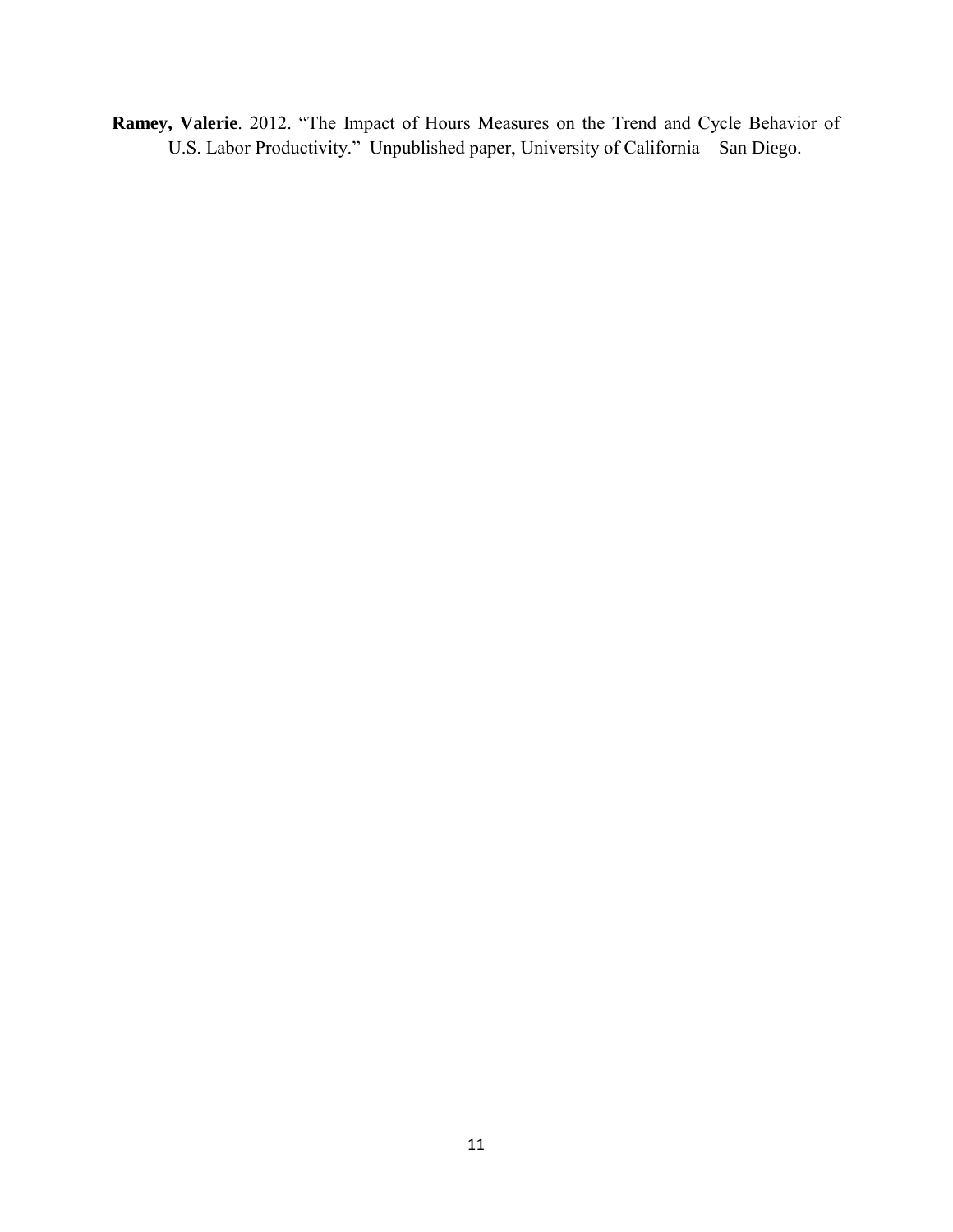**Ramey, Valerie**. 2012. "The Impact of Hours Measures on the Trend and Cycle Behavior of U.S. Labor Productivity." Unpublished paper, University of California—San Diego.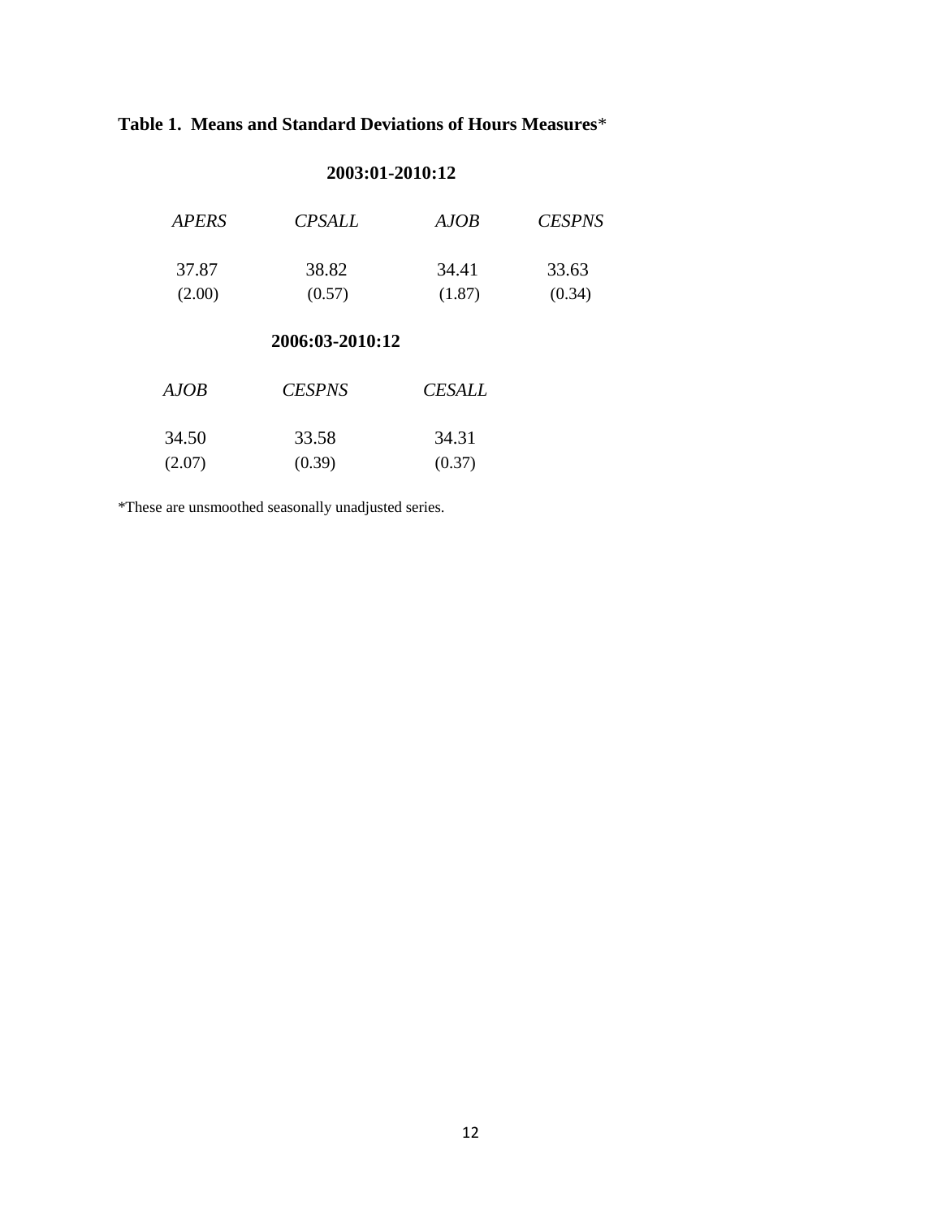**Table 1. Means and Standard Deviations of Hours Measures***

**2003:01-2010:12**

| *APERS* | *CPSALL* | *AJOB* | *CESPNS* |
|---|---|---|---|
| 37.87 | 38.82 | 34.41 | 33.63 |
| (2.00) | (0.57) | (1.87) | (0.34) |

**2006:03-2010:12**

| *AJOB* | *CESPNS* | *CESALL* |
|---|---|---|
| 34.50 | 33.58 | 34.31 |
| (2.07) | (0.39) | (0.37) |

*These are unsmoothed seasonally unadjusted series.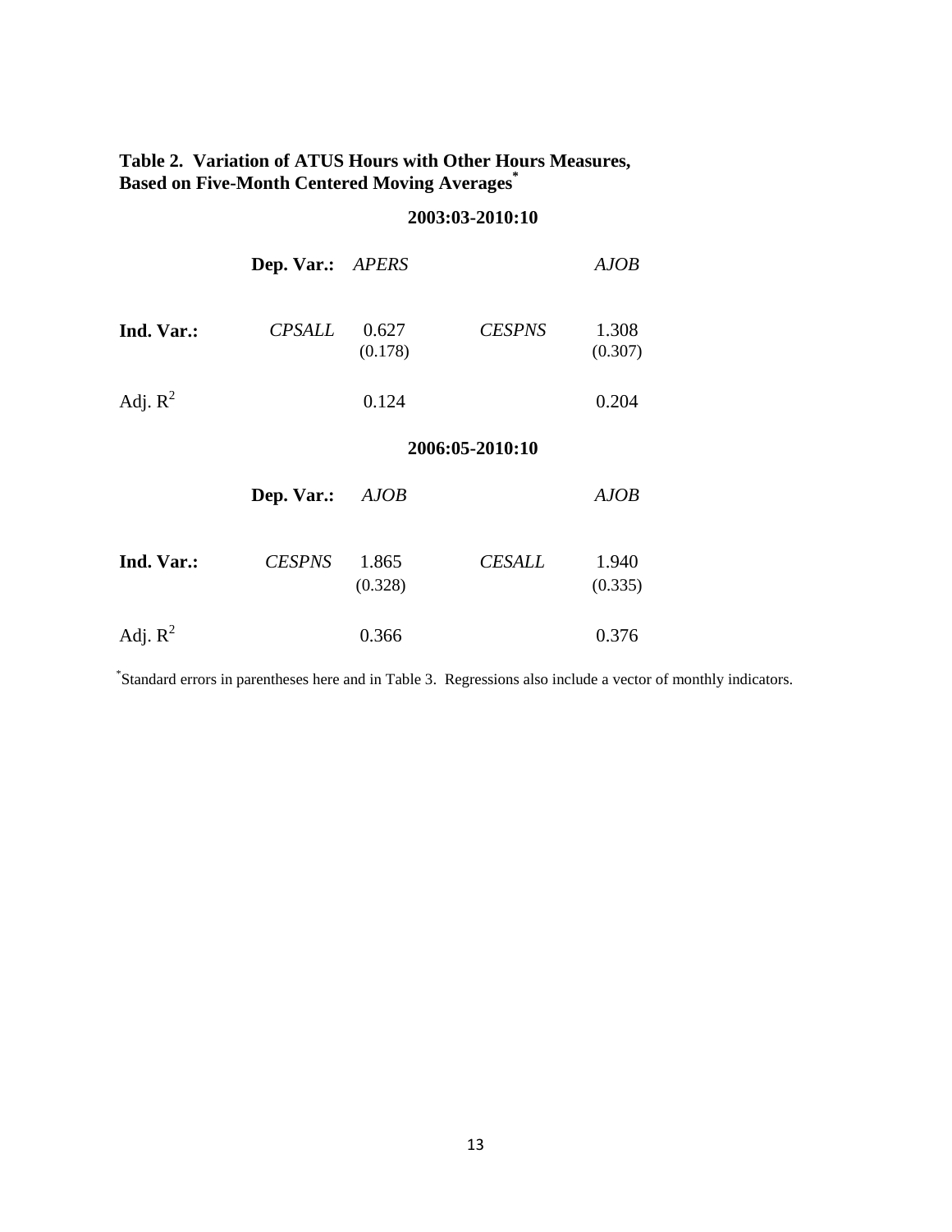**Table 2. Variation of ATUS Hours with Other Hours Measures, Based on Five-Month Centered Moving Averages***

| | | 2003:03-2010:10 | | |
|---|---|---|---|---|
| | **Dep. Var.:** | *APERS* | | *AJOB* |
| **Ind. Var.:** | *CPSALL* | 0.627<br>(0.178) | *CESPNS* | 1.308<br>(0.307) |
| Adj. $R^2$ | | 0.124 | | 0.204 |
| | | **2006:05-2010:10** | | |
| | **Dep. Var.:** | *AJOB* | | *AJOB* |
| **Ind. Var.:** | *CESPNS* | 1.865<br>(0.328) | *CESALL* | 1.940<br>(0.335) |
| Adj. $R^2$ | | 0.366 | | 0.376 |

*Standard errors in parentheses here and in Table 3. Regressions also include a vector of monthly indicators.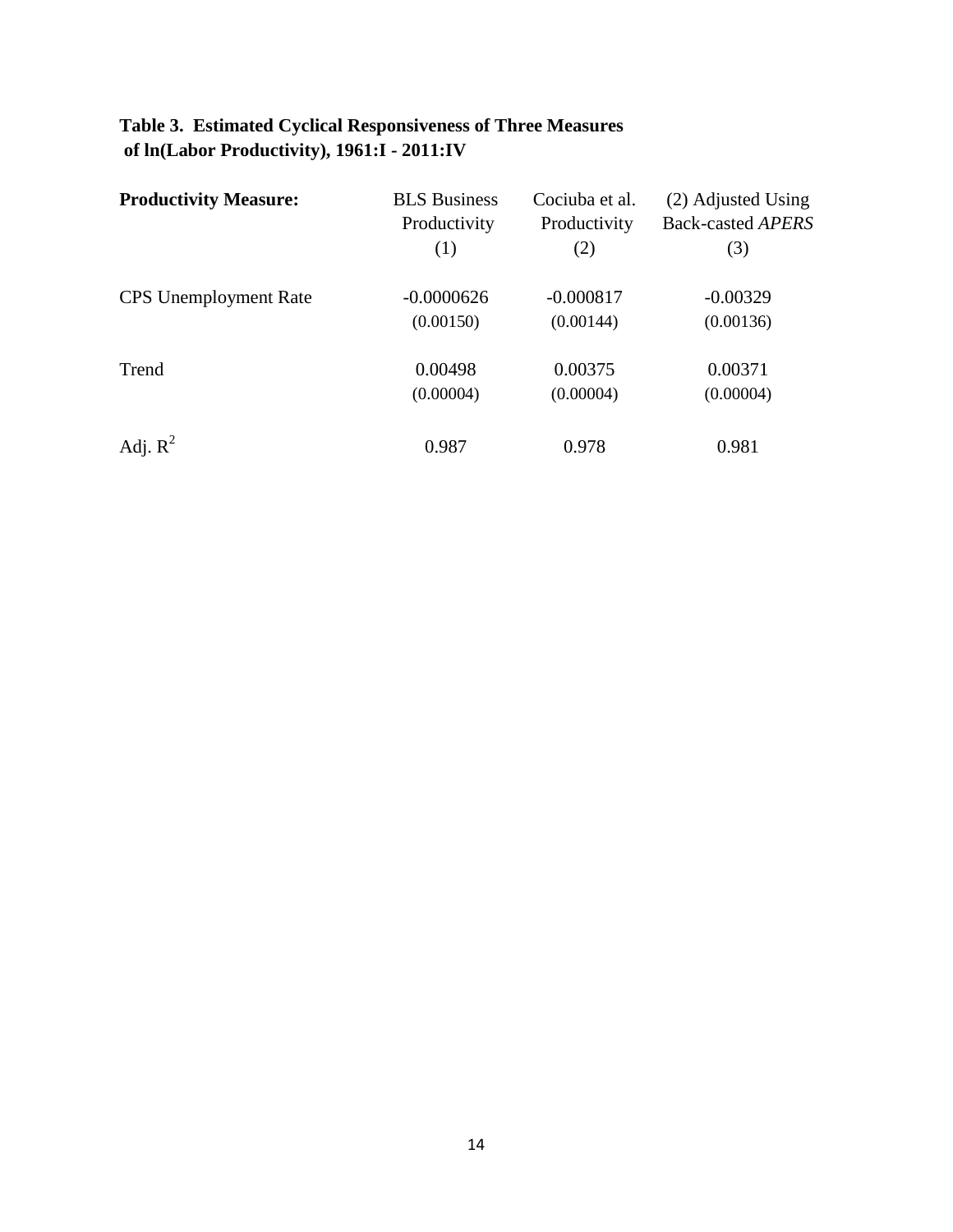**Table 3. Estimated Cyclical Responsiveness of Three Measures of ln(Labor Productivity), 1961:I - 2011:IV**

| **Productivity Measure:** | BLS Business Productivity (1) | Cociuba et al. Productivity (2) | (2) Adjusted Using Back-casted *APERS* (3) |
|---|---|---|---|
| CPS Unemployment Rate | -0.0000626 | -0.000817 | -0.00329 |
| | (0.00150) | (0.00144) | (0.00136) |
| Trend | 0.00498 | 0.00375 | 0.00371 |
| | (0.00004) | (0.00004) | (0.00004) |
| Adj. $R^2$ | 0.987 | 0.978 | 0.981 |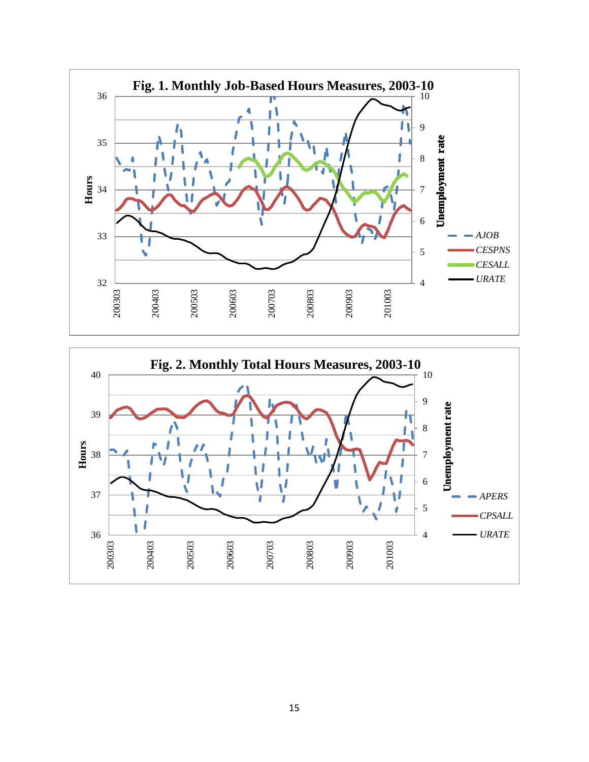**Fig. 1. Monthly Job-Based Hours Measures, 2003-10**

Hours

36
35
34
33
32

Unemployment rate

10
9
8
7
6
5
4

200303
200403
200503
200603
200703
200803
200903
201003

AJOB
CESPNS
CESALL
URATE

**Fig. 2. Monthly Total Hours Measures, 2003-10**

Hours

40
39
38
37
36

Unemployment rate

10
9
8
7
6
5
4

200303
200403
200503
200603
200703
200803
200903
201003

APERS
CPSALL
URATE